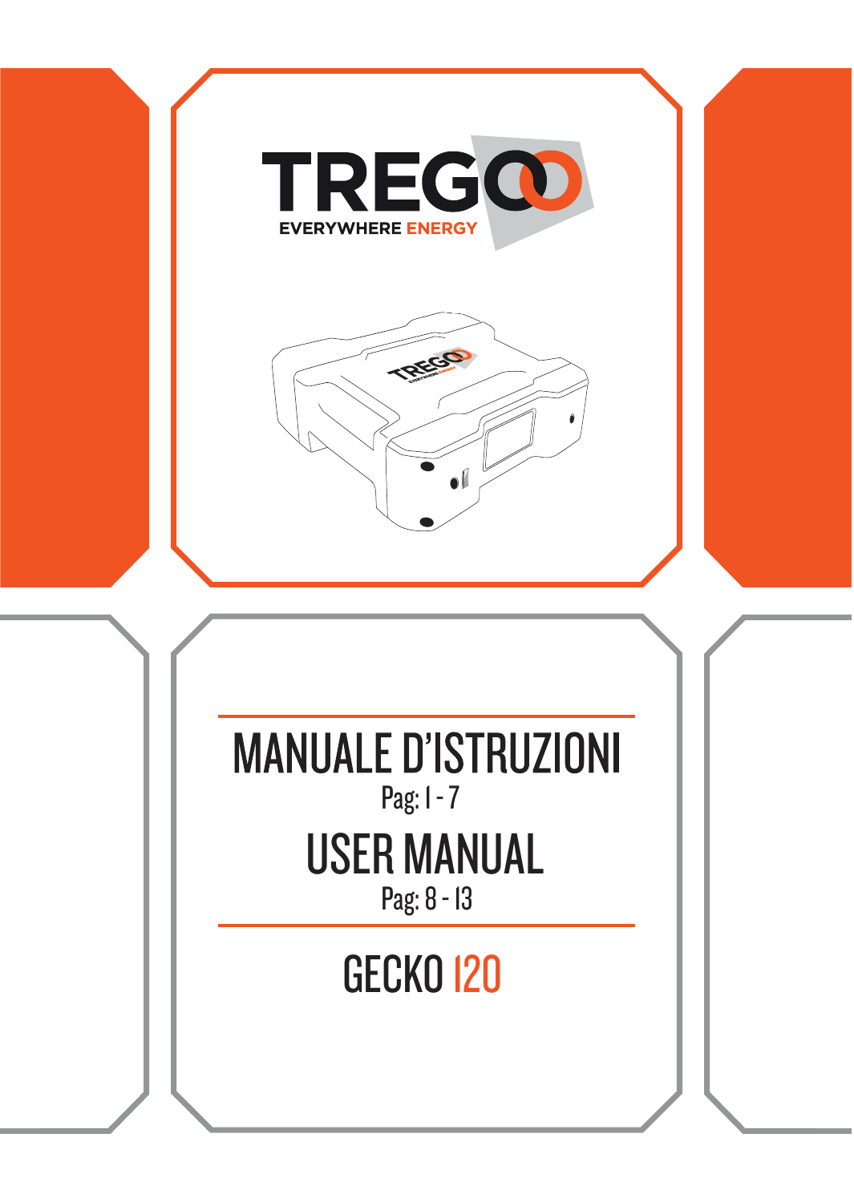TREGOO

EVERYWHERE ENERGY

# MANUALE D'ISTRUZIONI

Pag: 1 - 7

# USER MANUAL

Pag: 8 - 13

## GECKO 120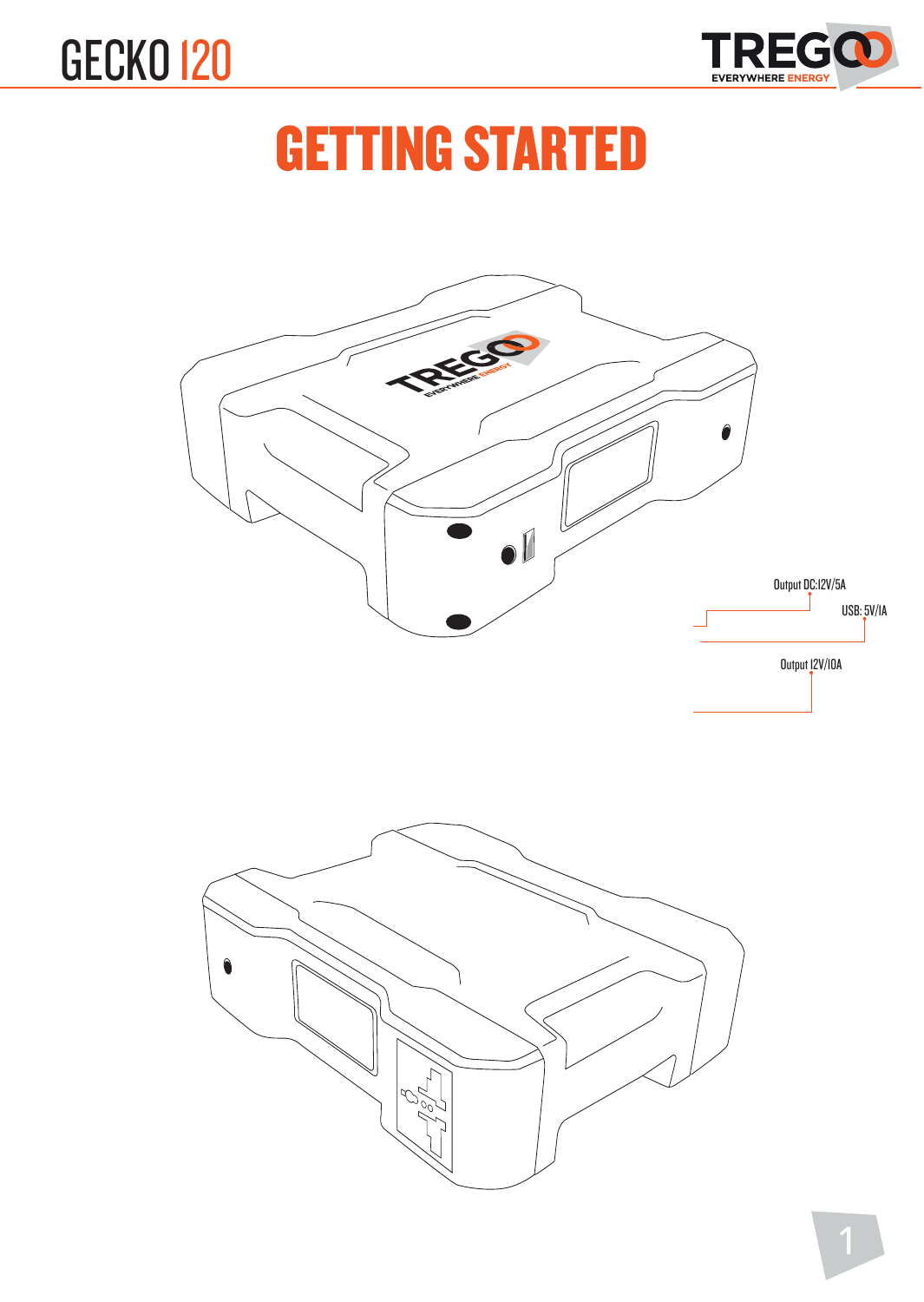# GETTING STARTED

Output DC:12V/5A

USB: 5V/1A

Output 12V/10A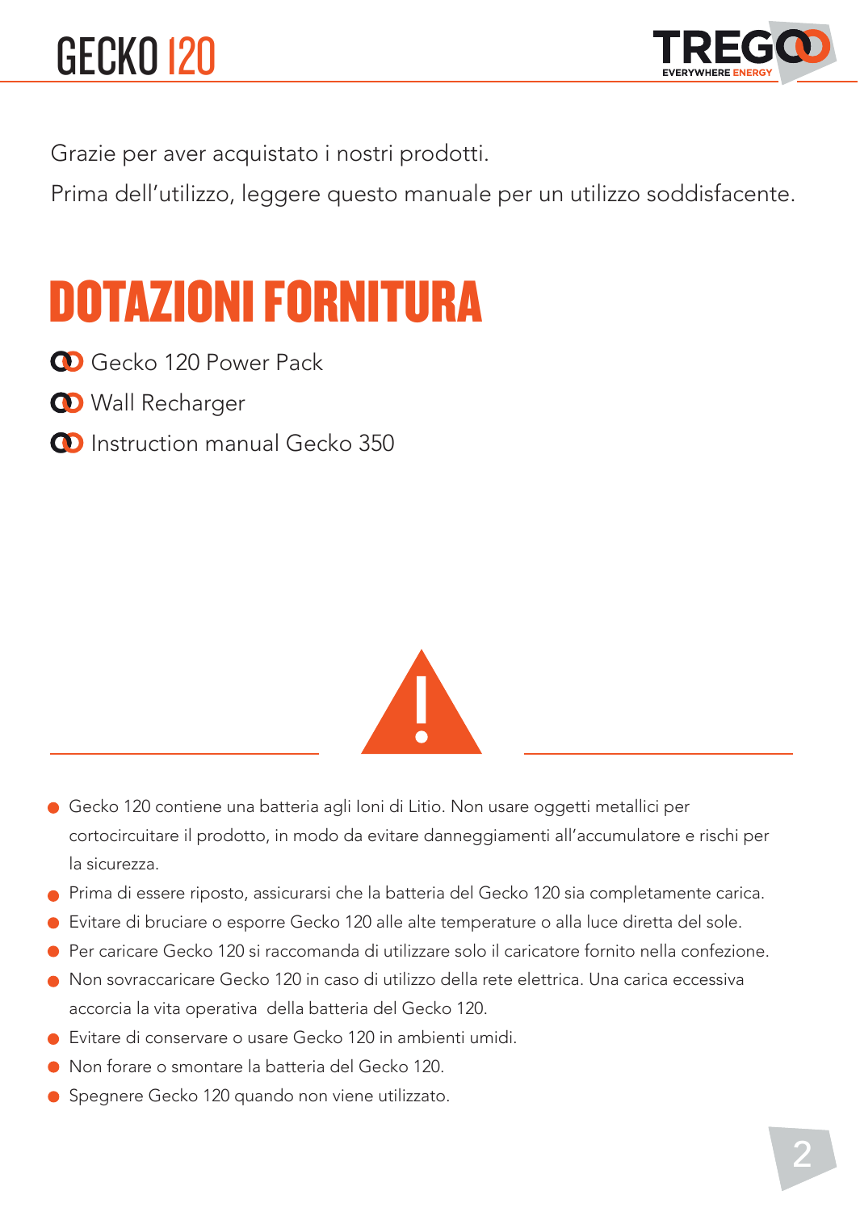Grazie per aver acquistato i nostri prodotti.

Prima dell'utilizzo, leggere questo manuale per un utilizzo soddisfacente.

# DOTAZIONI FORNITURA

- Gecko 120 Power Pack
- Wall Recharger
- Instruction manual Gecko 350

- Gecko 120 contiene una batteria agli Ioni di Litio. Non usare oggetti metallici per cortocircuitare il prodotto, in modo da evitare danneggiamenti all'accumulatore e rischi per la sicurezza.
- Prima di essere riposto, assicurarsi che la batteria del Gecko 120 sia completamente carica.
- Evitare di bruciare o esporre Gecko 120 alle alte temperature o alla luce diretta del sole.
- Per caricare Gecko 120 si raccomanda di utilizzare solo il caricatore fornito nella confezione.
- Non sovraccaricare Gecko 120 in caso di utilizzo della rete elettrica. Una carica eccessiva accorcia la vita operativa della batteria del Gecko 120.
- Evitare di conservare o usare Gecko 120 in ambienti umidi.
- Non forare o smontare la batteria del Gecko 120.
- Spegnere Gecko 120 quando non viene utilizzato.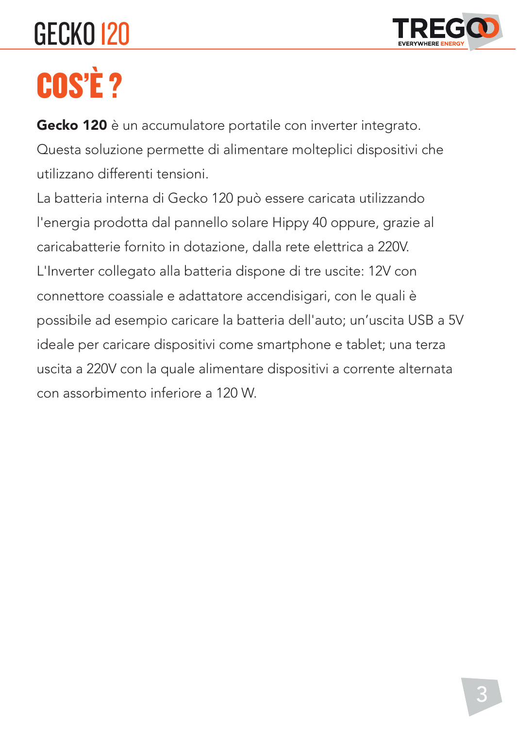# COS'È ?

**Gecko 120** è un accumulatore portatile con inverter integrato. Questa soluzione permette di alimentare molteplici dispositivi che utilizzano differenti tensioni.

La batteria interna di Gecko 120 può essere caricata utilizzando l'energia prodotta dal pannello solare Hippy 40 oppure, grazie al caricabatterie fornito in dotazione, dalla rete elettrica a 220V.

L'Inverter collegato alla batteria dispone di tre uscite: 12V con connettore coassiale e adattatore accendisigari, con le quali è possibile ad esempio caricare la batteria dell'auto; un'uscita USB a 5V ideale per caricare dispositivi come smartphone e tablet; una terza uscita a 220V con la quale alimentare dispositivi a corrente alternata con assorbimento inferiore a 120 W.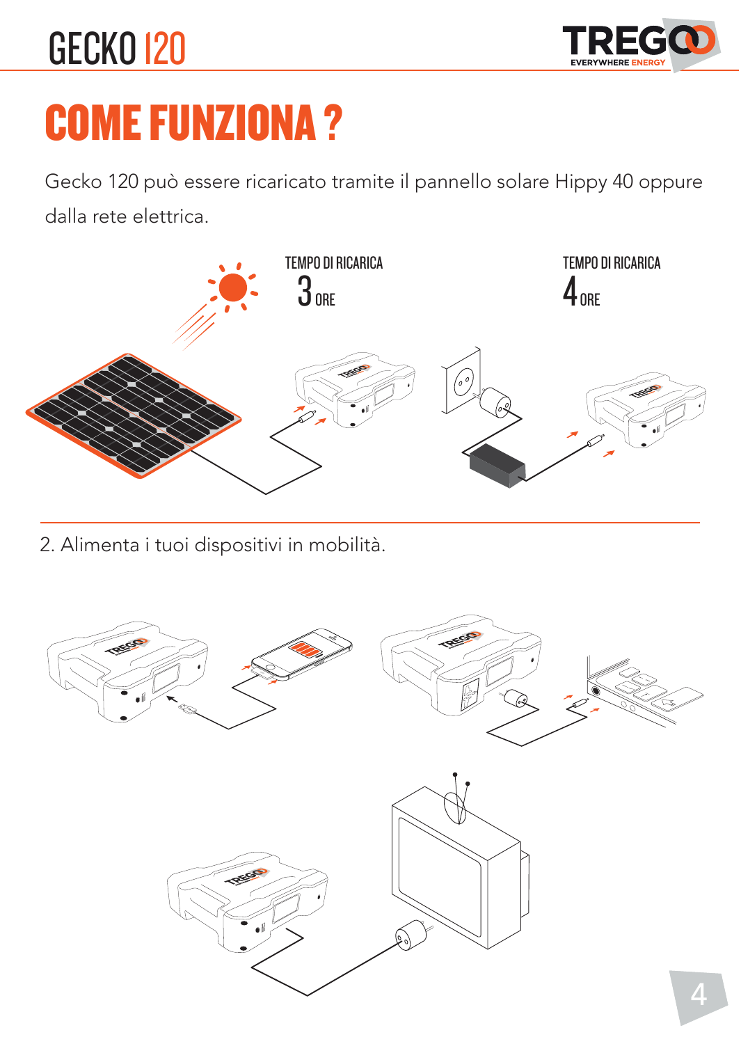# COME FUNZIONA ?

Gecko 120 può essere ricaricato tramite il pannello solare Hippy 40 oppure dalla rete elettrica.

TEMPO DI RICARICA
3 ORE

TEMPO DI RICARICA
4 ORE

2. Alimenta i tuoi dispositivi in mobilità.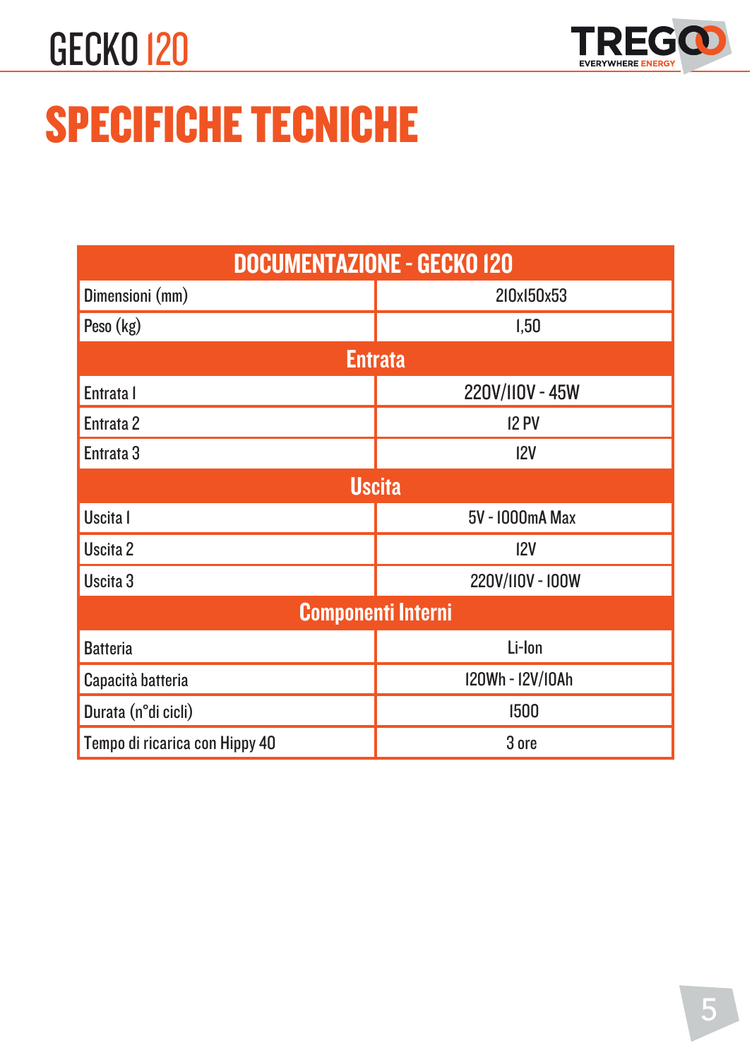# SPECIFICHE TECNICHE

| DOCUMENTAZIONE - GECKO 120 | |
|---|---|
| Dimensioni (mm) | 210x150x53 |
| Peso (kg) | 1,50 |
| **Entrata** | |
| Entrata 1 | 220V/110V - 45W |
| Entrata 2 | 12 PV |
| Entrata 3 | 12V |
| **Uscita** | |
| Uscita 1 | 5V - 1000mA Max |
| Uscita 2 | 12V |
| Uscita 3 | 220V/110V - 100W |
| **Componenti Interni** | |
| Batteria | Li-Ion |
| Capacità batteria | 120Wh - 12V/10Ah |
| Durata (n°di cicli) | 1500 |
| Tempo di ricarica con Hippy 40 | 3 ore |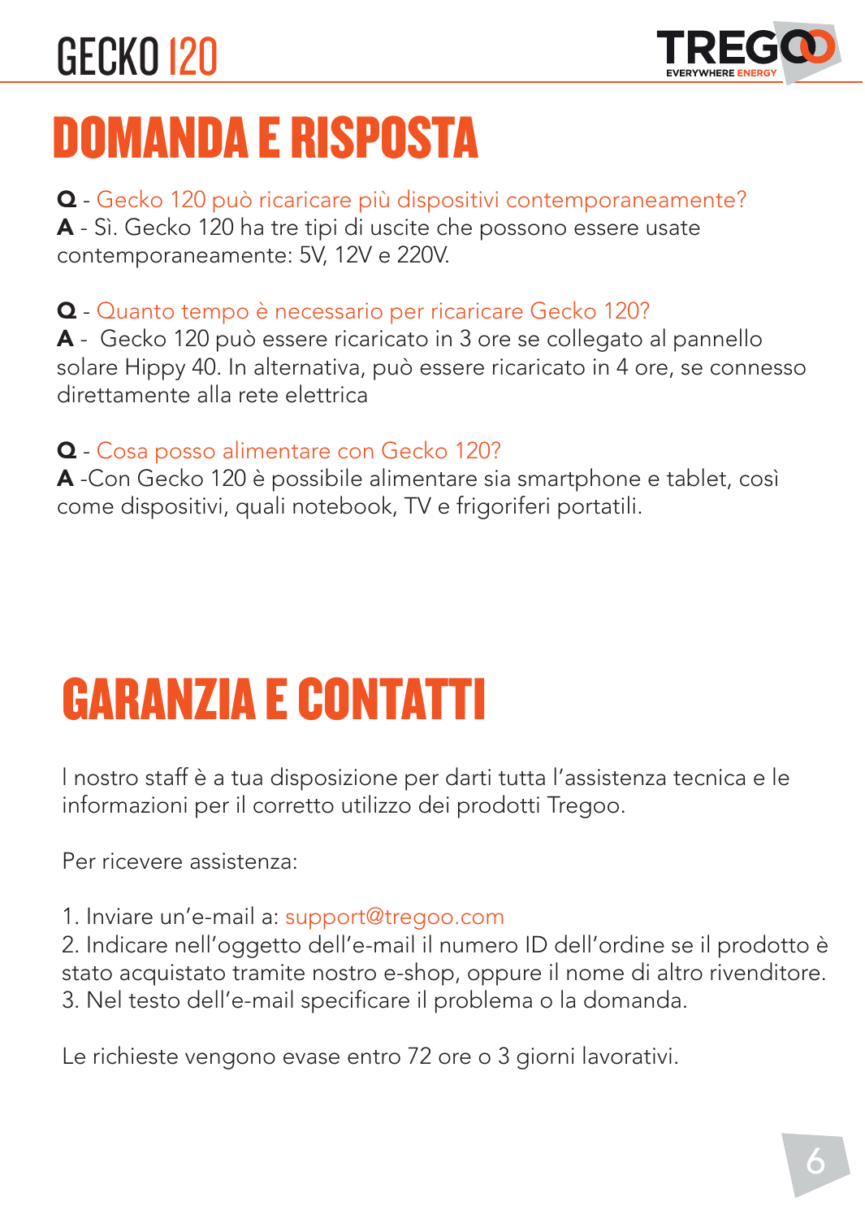# DOMANDA E RISPOSTA

**Q** - Gecko 120 può ricaricare più dispositivi contemporaneamente?
**A** - Sì. Gecko 120 ha tre tipi di uscite che possono essere usate contemporaneamente: 5V, 12V e 220V.

**Q** - Quanto tempo è necessario per ricaricare Gecko 120?
**A** - Gecko 120 può essere ricaricato in 3 ore se collegato al pannello solare Hippy 40. In alternativa, può essere ricaricato in 4 ore, se connesso direttamente alla rete elettrica

**Q** - Cosa posso alimentare con Gecko 120?
**A** -Con Gecko 120 è possibile alimentare sia smartphone e tablet, così come dispositivi, quali notebook, TV e frigoriferi portatili.

# GARANZIA E CONTATTI

I nostro staff è a tua disposizione per darti tutta l'assistenza tecnica e le informazioni per il corretto utilizzo dei prodotti Tregoo.

Per ricevere assistenza:

1. Inviare un'e-mail a: support@tregoo.com
2. Indicare nell'oggetto dell'e-mail il numero ID dell'ordine se il prodotto è stato acquistato tramite nostro e-shop, oppure il nome di altro rivenditore.
3. Nel testo dell'e-mail specificare il problema o la domanda.

Le richieste vengono evase entro 72 ore o 3 giorni lavorativi.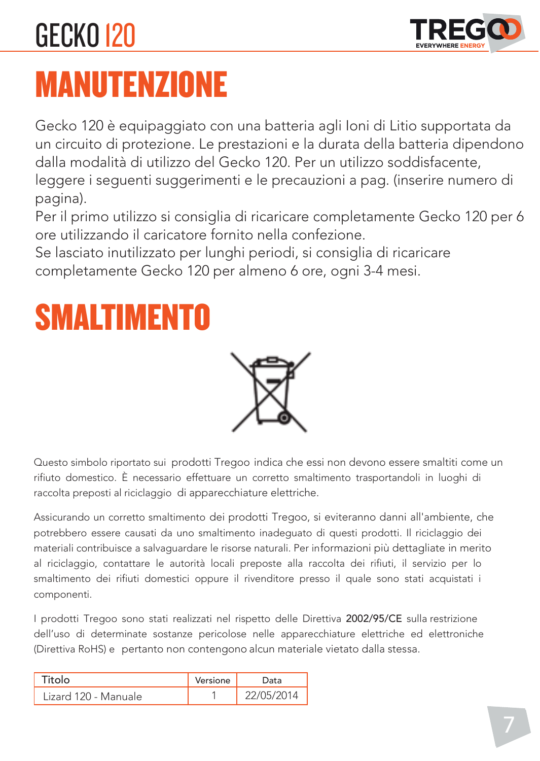# MANUTENZIONE

Gecko 120 è equipaggiato con una batteria agli Ioni di Litio supportata da un circuito di protezione. Le prestazioni e la durata della batteria dipendono dalla modalità di utilizzo del Gecko 120. Per un utilizzo soddisfacente, leggere i seguenti suggerimenti e le precauzioni a pag. (inserire numero di pagina).
Per il primo utilizzo si consiglia di ricaricare completamente Gecko 120 per 6 ore utilizzando il caricatore fornito nella confezione.
Se lasciato inutilizzato per lunghi periodi, si consiglia di ricaricare completamente Gecko 120 per almeno 6 ore, ogni 3-4 mesi.

# SMALTIMENTO

Questo simbolo riportato sui prodotti Tregoo indica che essi non devono essere smaltiti come un rifiuto domestico. È necessario effettuare un corretto smaltimento trasportandoli in luoghi di raccolta preposti al riciclaggio di apparecchiature elettriche.

Assicurando un corretto smaltimento dei prodotti Tregoo, si eviteranno danni all'ambiente, che potrebbero essere causati da uno smaltimento inadeguato di questi prodotti. Il riciclaggio dei materiali contribuisce a salvaguardare le risorse naturali. Per informazioni più dettagliate in merito al riciclaggio, contattare le autorità locali preposte alla raccolta dei rifiuti, il servizio per lo smaltimento dei rifiuti domestici oppure il rivenditore presso il quale sono stati acquistati i componenti.

I prodotti Tregoo sono stati realizzati nel rispetto delle Direttiva **2002/95/CE** sulla restrizione dell'uso di determinate sostanze pericolose nelle apparecchiature elettriche ed elettroniche (Direttiva RoHS) e pertanto non contengono alcun materiale vietato dalla stessa.

| Titolo | Versione | Data |
|---|---|---|
| Lizard 120 - Manuale | 1 | 22/05/2014 |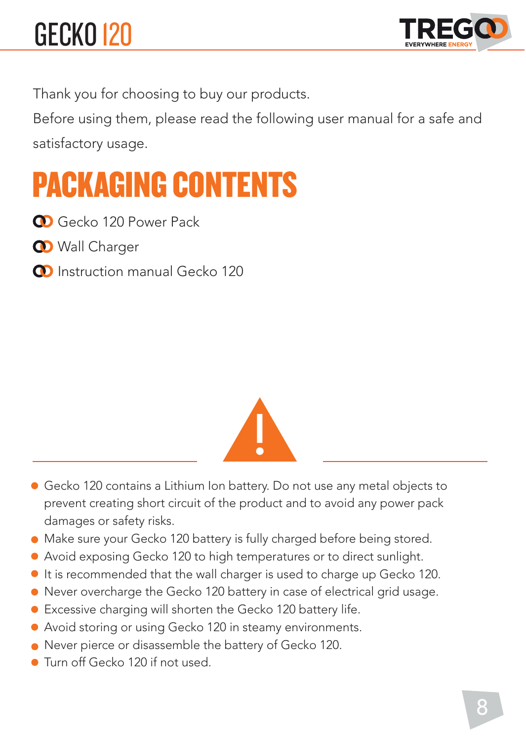Thank you for choosing to buy our products.

Before using them, please read the following user manual for a safe and satisfactory usage.

# PACKAGING CONTENTS

- Gecko 120 Power Pack
- Wall Charger
- Instruction manual Gecko 120

- Gecko 120 contains a Lithium Ion battery. Do not use any metal objects to prevent creating short circuit of the product and to avoid any power pack damages or safety risks.
- Make sure your Gecko 120 battery is fully charged before being stored.
- Avoid exposing Gecko 120 to high temperatures or to direct sunlight.
- It is recommended that the wall charger is used to charge up Gecko 120.
- Never overcharge the Gecko 120 battery in case of electrical grid usage.
- Excessive charging will shorten the Gecko 120 battery life.
- Avoid storing or using Gecko 120 in steamy environments.
- Never pierce or disassemble the battery of Gecko 120.
- Turn off Gecko 120 if not used.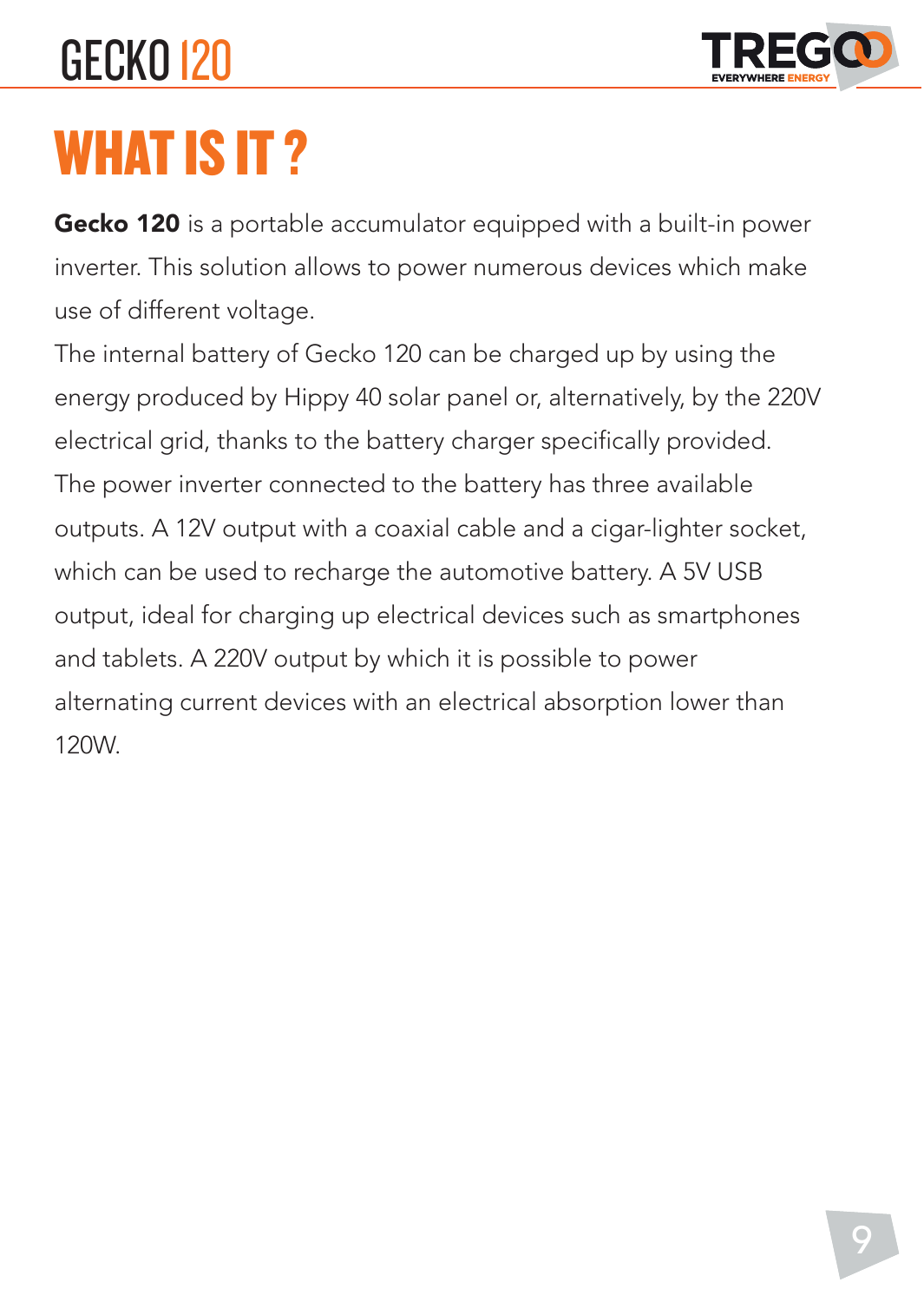# WHAT IS IT ?

**Gecko 120** is a portable accumulator equipped with a built-in power inverter. This solution allows to power numerous devices which make use of different voltage.

The internal battery of Gecko 120 can be charged up by using the energy produced by Hippy 40 solar panel or, alternatively, by the 220V electrical grid, thanks to the battery charger specifically provided.

The power inverter connected to the battery has three available outputs. A 12V output with a coaxial cable and a cigar-lighter socket, which can be used to recharge the automotive battery. A 5V USB output, ideal for charging up electrical devices such as smartphones and tablets. A 220V output by which it is possible to power alternating current devices with an electrical absorption lower than 120W.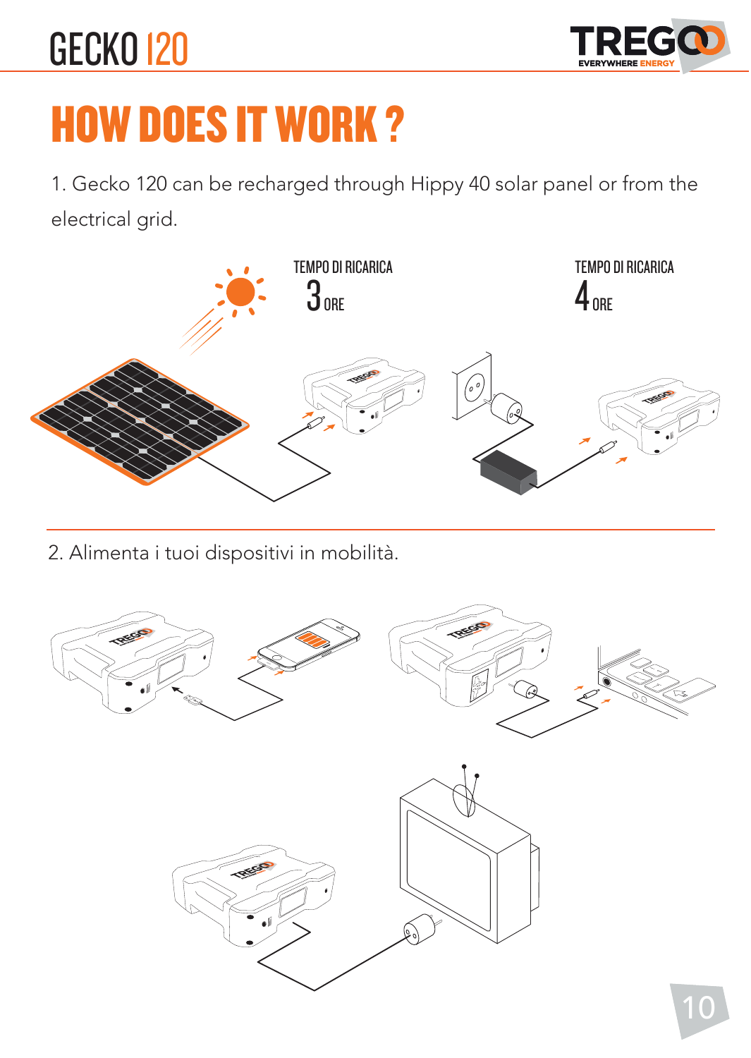# HOW DOES IT WORK ?

1. Gecko 120 can be recharged through Hippy 40 solar panel or from the electrical grid.

TEMPO DI RICARICA 3 ORE

TEMPO DI RICARICA 4 ORE

2. Alimenta i tuoi dispositivi in mobilità.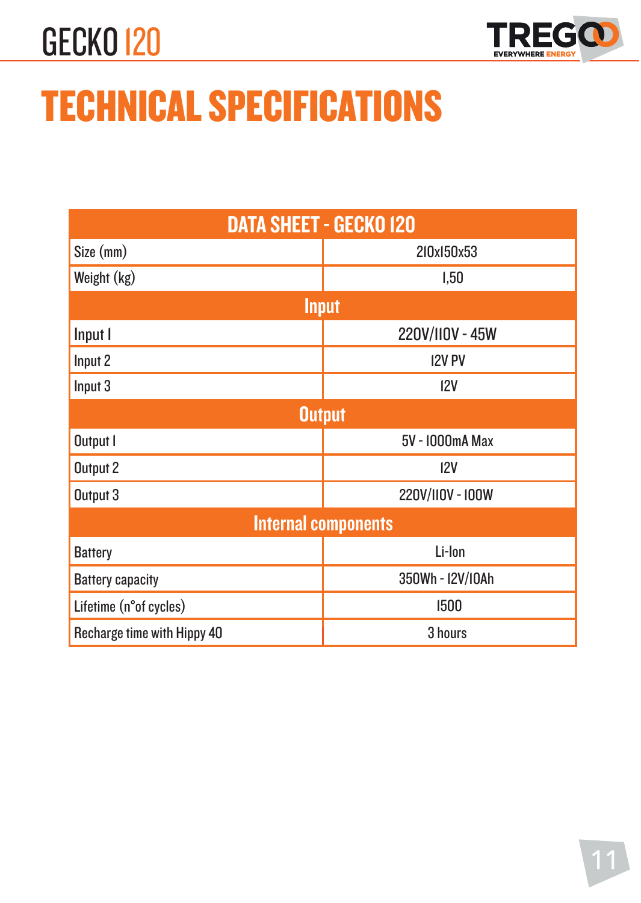# TECHNICAL SPECIFICATIONS

| DATA SHEET - GECKO 120 | |
|---|---|
| Size (mm) | 210x150x53 |
| Weight (kg) | 1,50 |
| **Input** | |
| Input 1 | 220V/110V - 45W |
| Input 2 | 12V PV |
| Input 3 | 12V |
| **Output** | |
| Output 1 | 5V - 1000mA Max |
| Output 2 | 12V |
| Output 3 | 220V/110V - 100W |
| **Internal components** | |
| Battery | Li-Ion |
| Battery capacity | 350Wh - 12V/10Ah |
| Lifetime (n°of cycles) | 1500 |
| Recharge time with Hippy 40 | 3 hours |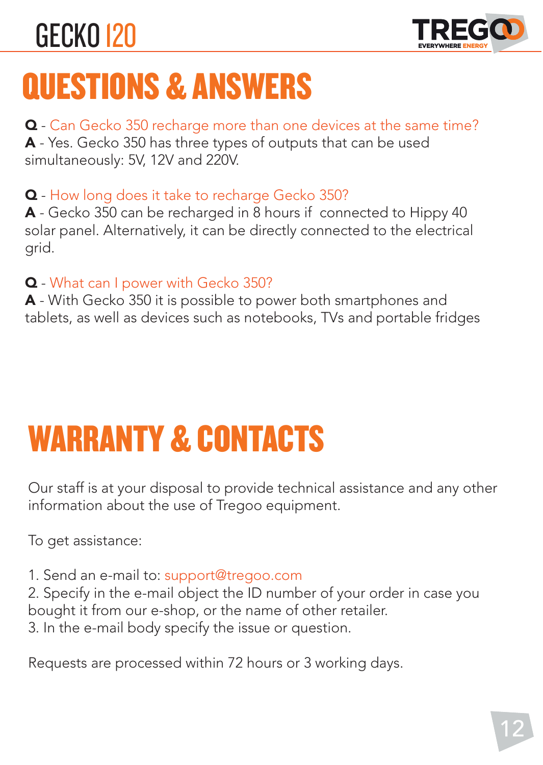# QUESTIONS & ANSWERS

**Q** - Can Gecko 350 recharge more than one devices at the same time?
**A** - Yes. Gecko 350 has three types of outputs that can be used simultaneously: 5V, 12V and 220V.

**Q** - How long does it take to recharge Gecko 350?
**A** - Gecko 350 can be recharged in 8 hours if connected to Hippy 40 solar panel. Alternatively, it can be directly connected to the electrical grid.

**Q** - What can I power with Gecko 350?
**A** - With Gecko 350 it is possible to power both smartphones and tablets, as well as devices such as notebooks, TVs and portable fridges

# WARRANTY & CONTACTS

Our staff is at your disposal to provide technical assistance and any other information about the use of Tregoo equipment.

To get assistance:

1. Send an e-mail to: support@tregoo.com
2. Specify in the e-mail object the ID number of your order in case you bought it from our e-shop, or the name of other retailer.
3. In the e-mail body specify the issue or question.

Requests are processed within 72 hours or 3 working days.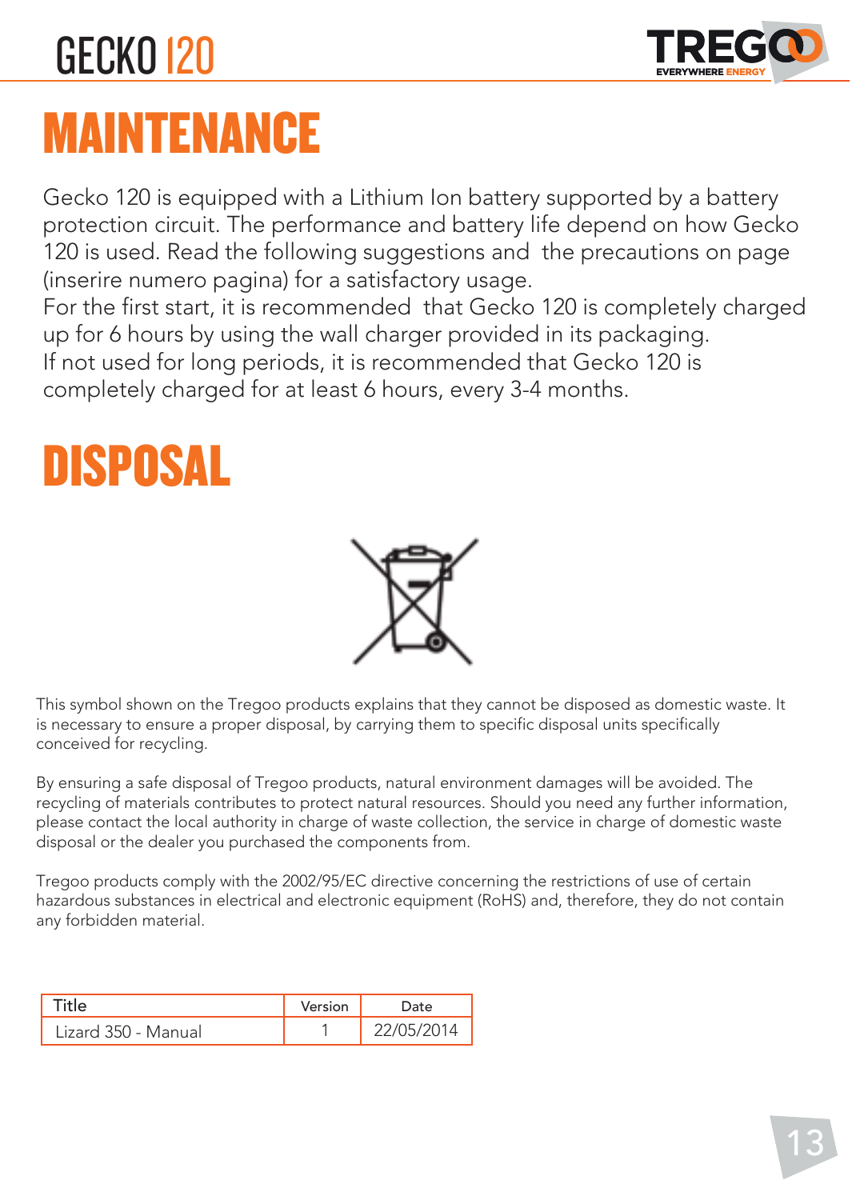# MAINTENANCE

Gecko 120 is equipped with a Lithium Ion battery supported by a battery protection circuit. The performance and battery life depend on how Gecko 120 is used. Read the following suggestions and the precautions on page (inserire numero pagina) for a satisfactory usage.
For the first start, it is recommended that Gecko 120 is completely charged up for 6 hours by using the wall charger provided in its packaging.
If not used for long periods, it is recommended that Gecko 120 is completely charged for at least 6 hours, every 3-4 months.

# DISPOSAL

This symbol shown on the Tregoo products explains that they cannot be disposed as domestic waste. It is necessary to ensure a proper disposal, by carrying them to specific disposal units specifically conceived for recycling.

By ensuring a safe disposal of Tregoo products, natural environment damages will be avoided. The recycling of materials contributes to protect natural resources. Should you need any further information, please contact the local authority in charge of waste collection, the service in charge of domestic waste disposal or the dealer you purchased the components from.

Tregoo products comply with the 2002/95/EC directive concerning the restrictions of use of certain hazardous substances in electrical and electronic equipment (RoHS) and, therefore, they do not contain any forbidden material.

| Title | Version | Date |
|---|---|---|
| Lizard 350 - Manual | 1 | 22/05/2014 |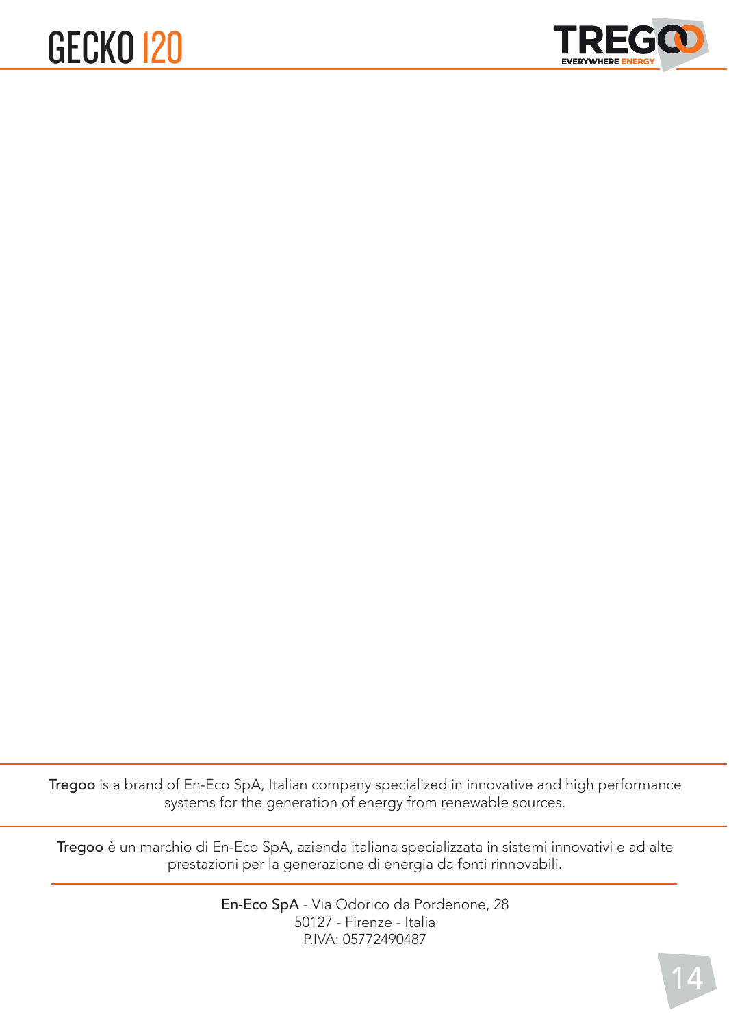**Tregoo** is a brand of En-Eco SpA, Italian company specialized in innovative and high performance systems for the generation of energy from renewable sources.

**Tregoo** è un marchio di En-Eco SpA, azienda italiana specializzata in sistemi innovativi e ad alte prestazioni per la generazione di energia da fonti rinnovabili.

**En-Eco SpA** - Via Odorico da Pordenone, 28
50127 - Firenze - Italia
P.IVA: 05772490487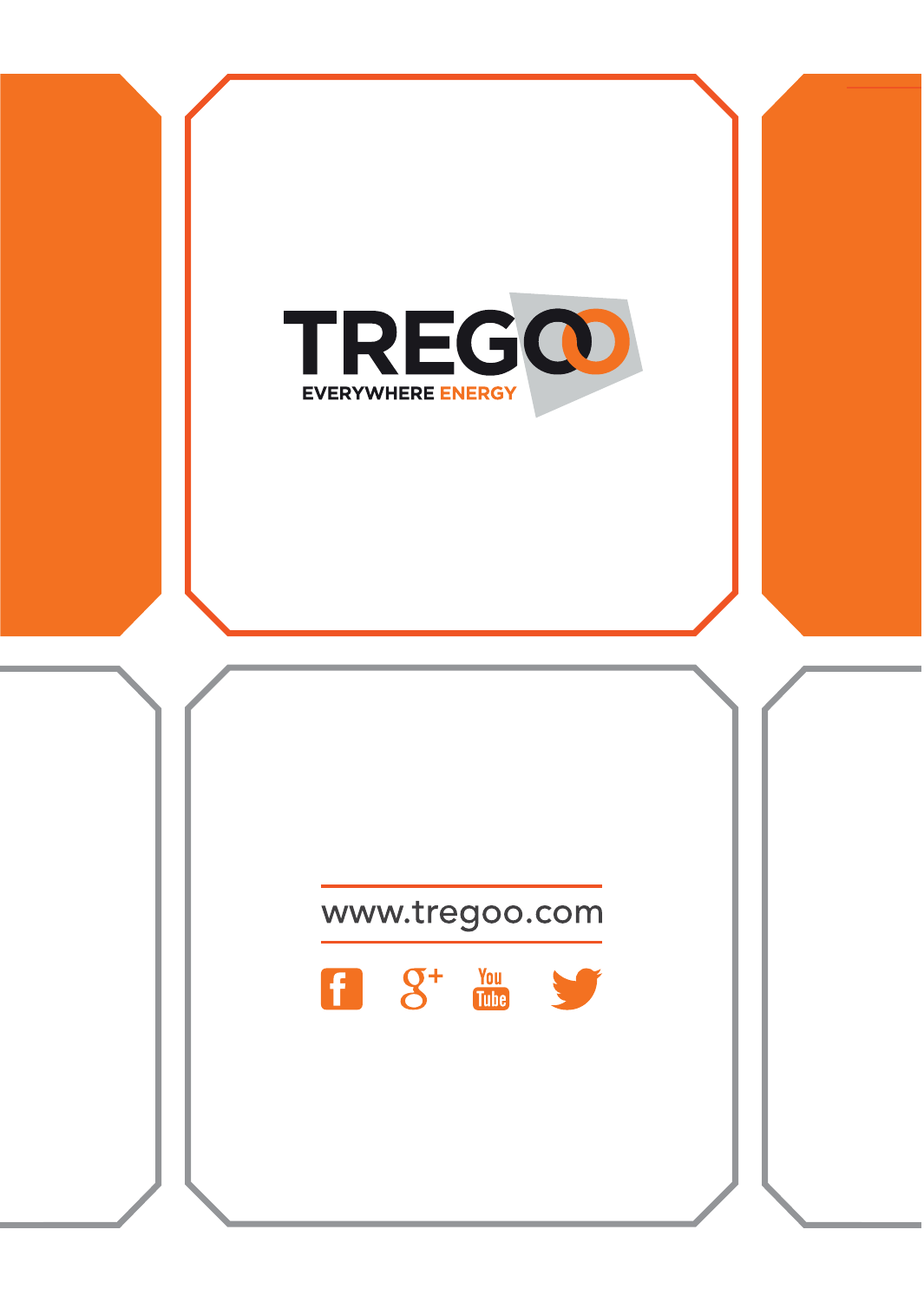TREGOO

EVERYWHERE ENERGY

www.tregoo.com